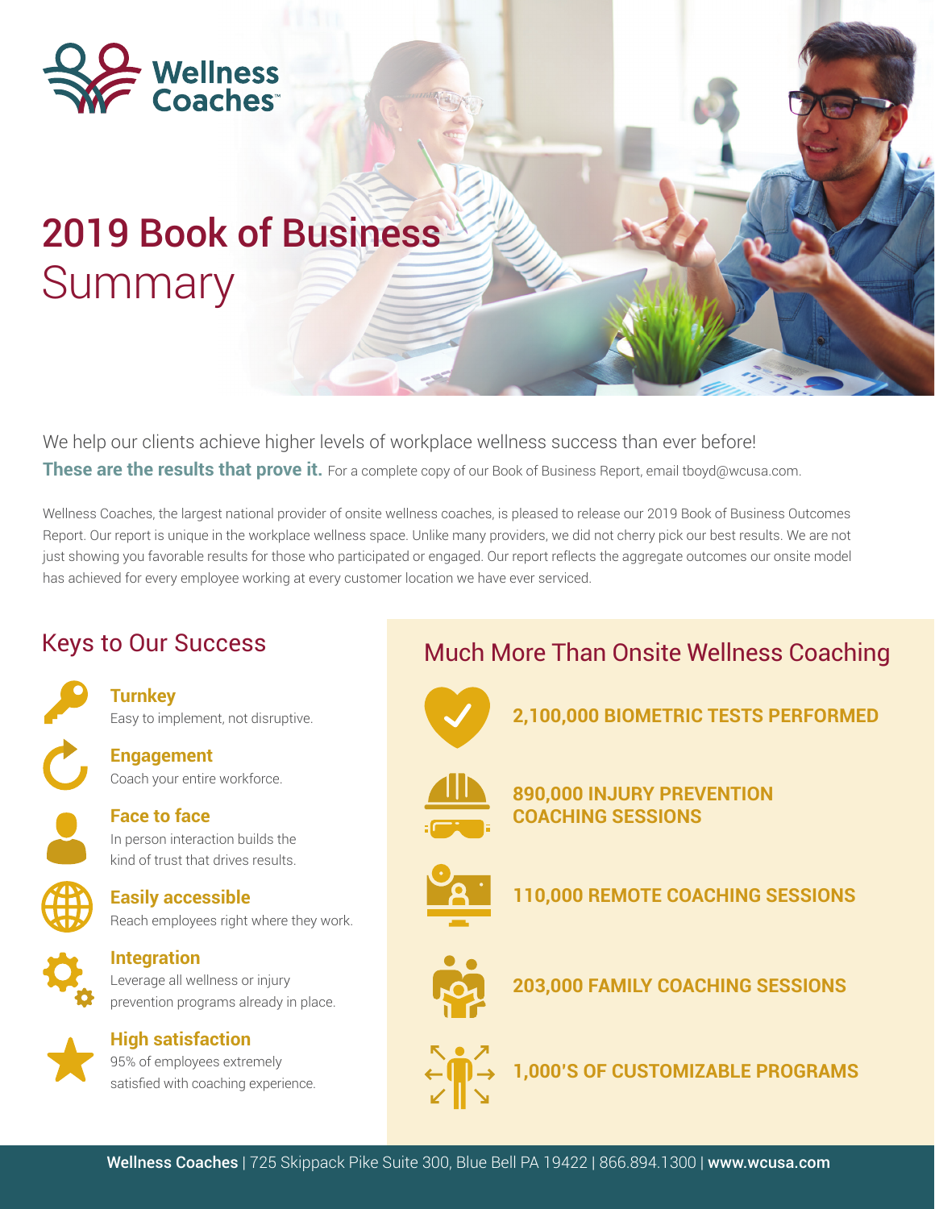Wellness Coaches™

# 2019 Book of Business Summary

We help our clients achieve higher levels of workplace wellness success than ever before!

**These are the results that prove it.** For a complete copy of our Book of Business Report, email tboyd@wcusa.com.

Wellness Coaches, the largest national provider of onsite wellness coaches, is pleased to release our 2019 Book of Business Outcomes Report. Our report is unique in the workplace wellness space. Unlike many providers, we did not cherry pick our best results. We are not just showing you favorable results for those who participated or engaged. Our report reflects the aggregate outcomes our onsite model has achieved for every employee working at every customer location we have ever serviced.

## Keys to Our Success

**Turnkey**
Easy to implement, not disruptive.

**Engagement**
Coach your entire workforce.

**Face to face**
In person interaction builds the kind of trust that drives results.

**Easily accessible**
Reach employees right where they work.

**Integration**
Leverage all wellness or injury prevention programs already in place.

**High satisfaction**
95% of employees extremely satisfied with coaching experience.

## Much More Than Onsite Wellness Coaching

**2,100,000 BIOMETRIC TESTS PERFORMED**

**890,000 INJURY PREVENTION COACHING SESSIONS**

**110,000 REMOTE COACHING SESSIONS**

**203,000 FAMILY COACHING SESSIONS**

**1,000'S OF CUSTOMIZABLE PROGRAMS**

**Wellness Coaches** | 725 Skippack Pike Suite 300, Blue Bell PA 19422 | 866.894.1300 | **www.wcusa.com**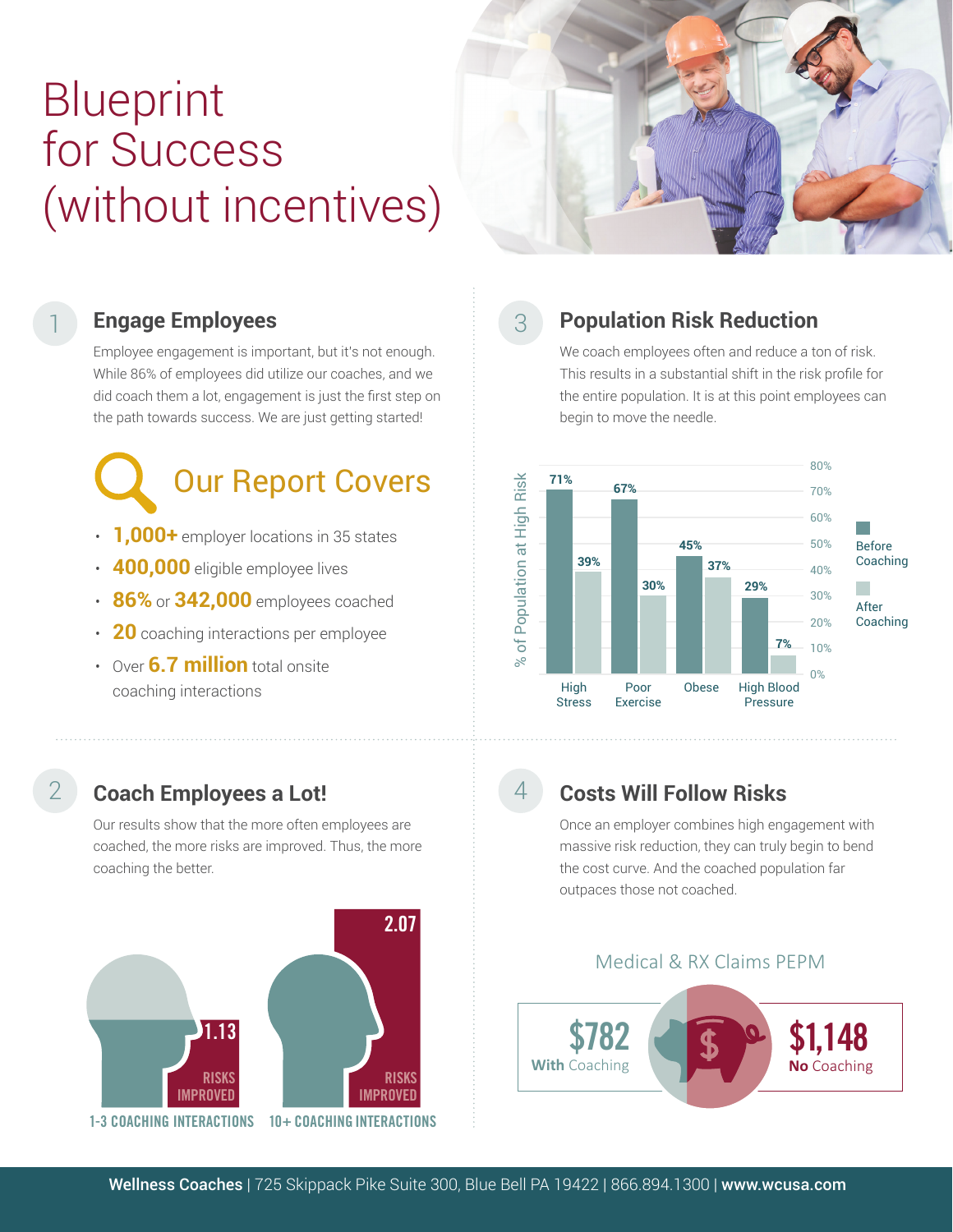# Blueprint for Success (without incentives)

## 1 Engage Employees

Employee engagement is important, but it's not enough. While 86% of employees did utilize our coaches, and we did coach them a lot, engagement is just the first step on the path towards success. We are just getting started!

### Our Report Covers

- **1,000+** employer locations in 35 states
- **400,000** eligible employee lives
- **86%** or **342,000** employees coached
- **20** coaching interactions per employee
- Over **6.7 million** total onsite coaching interactions

## 2 Coach Employees a Lot!

Our results show that the more often employees are coached, the more risks are improved. Thus, the more coaching the better.

1.13
RISKS IMPROVED
1-3 COACHING INTERACTIONS

2.07
RISKS IMPROVED
10+ COACHING INTERACTIONS

## 3 Population Risk Reduction

We coach employees often and reduce a ton of risk. This results in a substantial shift in the risk profile for the entire population. It is at this point employees can begin to move the needle.

% of Population at High Risk

High Stress: 71% / 39%
Poor Exercise: 67% / 30%
Obese: 45% / 37%
High Blood Pressure: 29% / 7%

Before Coaching
After Coaching

## 4 Costs Will Follow Risks

Once an employer combines high engagement with massive risk reduction, they can truly begin to bend the cost curve. And the coached population far outpaces those not coached.

Medical & RX Claims PEPM

**$782** With Coaching

**$1,148** **No** Coaching

**Wellness Coaches** | 725 Skippack Pike Suite 300, Blue Bell PA 19422 | 866.894.1300 | **www.wcusa.com**